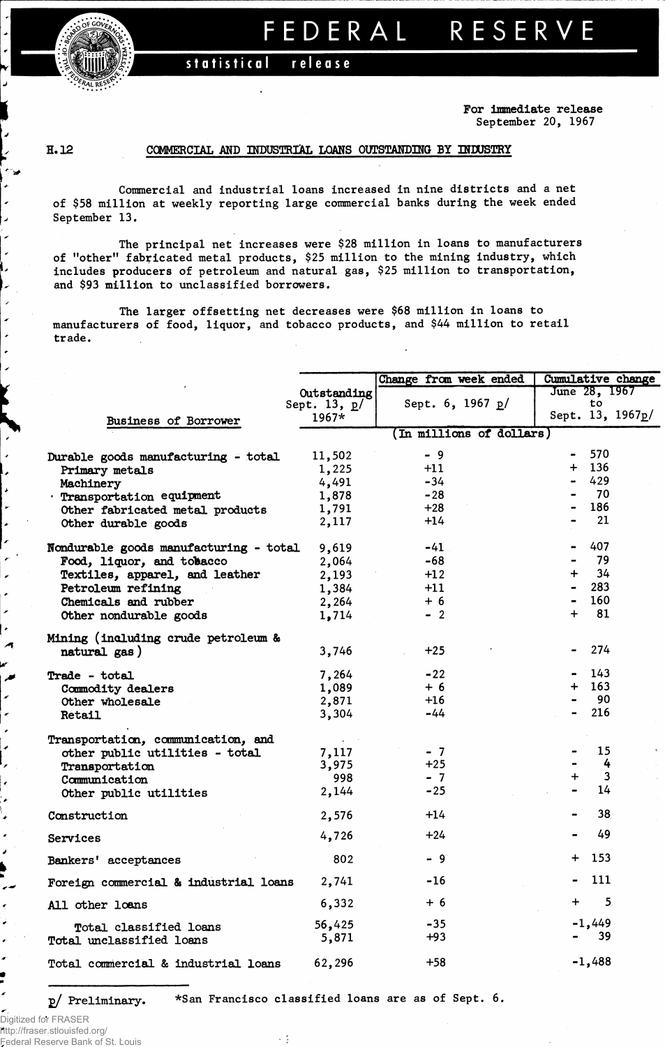# FEDERAL RESERVE

statistical release

For immediate release
September 20, 1967

H.12 COMMERCIAL AND INDUSTRIAL LOANS OUTSTANDING BY INDUSTRY

Commercial and industrial loans increased in nine districts and a net of $58 million at weekly reporting large commercial banks during the week ended September 13.

The principal net increases were $28 million in loans to manufacturers of "other" fabricated metal products, $25 million to the mining industry, which includes producers of petroleum and natural gas, $25 million to transportation, and $93 million to unclassified borrowers.

The larger offsetting net decreases were $68 million in loans to manufacturers of food, liquor, and tobacco products, and $44 million to retail trade.

| Business of Borrower | Outstanding Sept. 13, p/ 1967* | Change from week ended Sept. 6, 1967 p/ | Cumulative change June 28, 1967 to Sept. 13, 1967p/ |
|---|---|---|---|
| | (In millions of dollars) | | |
| Durable goods manufacturing - total | 11,502 | - 9 | - 570 |
| Primary metals | 1,225 | +11 | + 136 |
| Machinery | 4,491 | -34 | - 429 |
| Transportation equipment | 1,878 | -28 | - 70 |
| Other fabricated metal products | 1,791 | +28 | - 186 |
| Other durable goods | 2,117 | +14 | - 21 |
| Nondurable goods manufacturing - total | 9,619 | -41 | - 407 |
| Food, liquor, and tobacco | 2,064 | -68 | - 79 |
| Textiles, apparel, and leather | 2,193 | +12 | + 34 |
| Petroleum refining | 1,384 | +11 | - 283 |
| Chemicals and rubber | 2,264 | + 6 | - 160 |
| Other nondurable goods | 1,714 | - 2 | + 81 |
| Mining (including crude petroleum & natural gas) | 3,746 | +25 | - 274 |
| Trade - total | 7,264 | -22 | - 143 |
| Commodity dealers | 1,089 | + 6 | + 163 |
| Other wholesale | 2,871 | +16 | - 90 |
| Retail | 3,304 | -44 | - 216 |
| Transportation, communication, and other public utilities - total | 7,117 | - 7 | - 15 |
| Transportation | 3,975 | +25 | - 4 |
| Communication | 998 | - 7 | + 3 |
| Other public utilities | 2,144 | -25 | - 14 |
| Construction | 2,576 | +14 | - 38 |
| Services | 4,726 | +24 | - 49 |
| Bankers' acceptances | 802 | - 9 | + 153 |
| Foreign commercial & industrial loans | 2,741 | -16 | - 111 |
| All other loans | 6,332 | + 6 | + 5 |
| Total classified loans | 56,425 | -35 | -1,449 |
| Total unclassified loans | 5,871 | +93 | - 39 |
| Total commercial & industrial loans | 62,296 | +58 | -1,488 |

p/ Preliminary. *San Francisco classified loans are as of Sept. 6.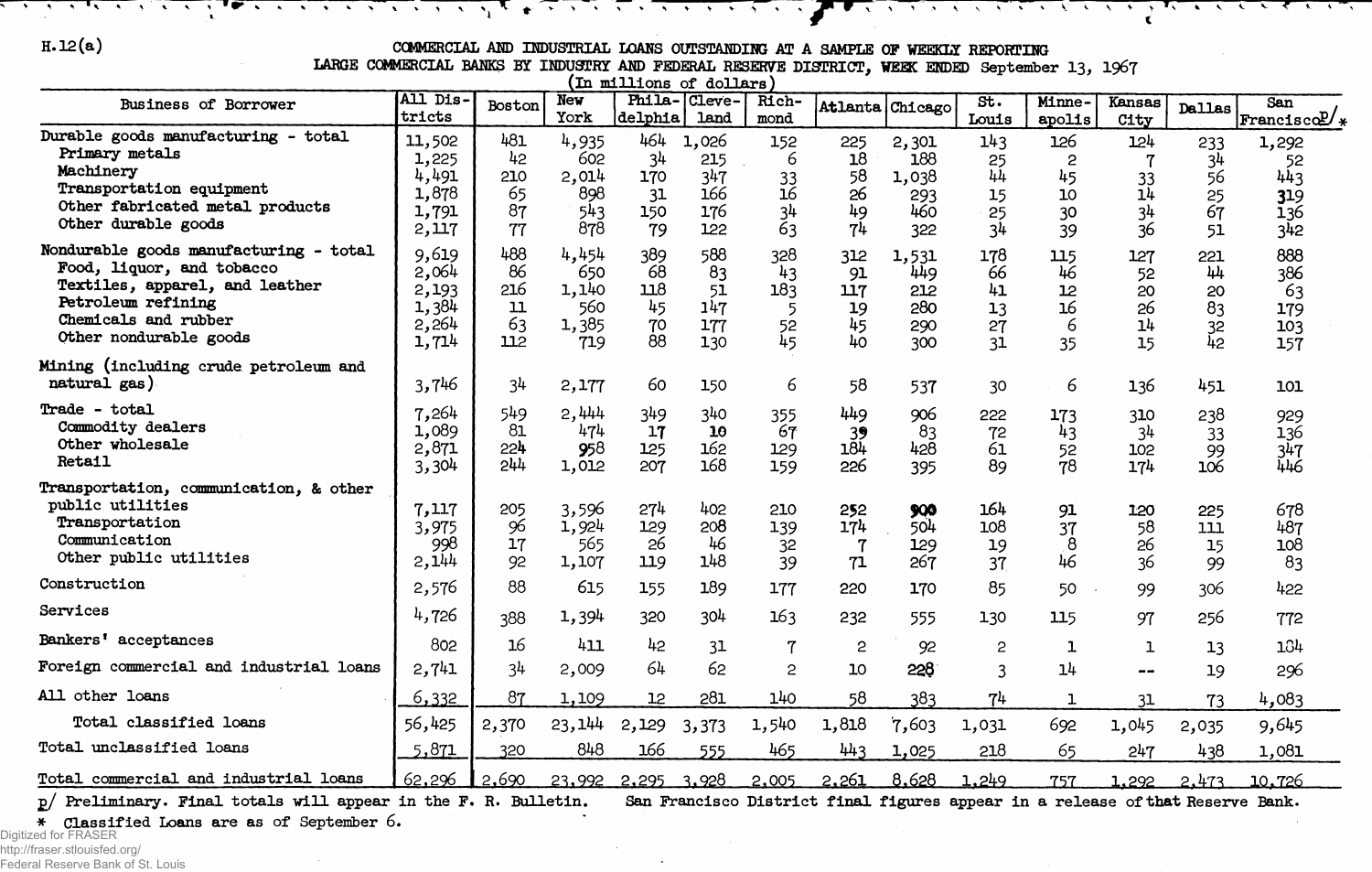H.12(a)

# COMMERCIAL AND INDUSTRIAL LOANS OUTSTANDING AT A SAMPLE OF WEEKLY REPORTING LARGE COMMERCIAL BANKS BY INDUSTRY AND FEDERAL RESERVE DISTRICT, WEEK ENDED September 13, 1967

(In millions of dollars)

| Business of Borrower | All Districts | Boston | New York | Philadelphia | Cleveland | Richmond | Atlanta | Chicago | St. Louis | Minneapolis | Kansas City | Dallas | San Francisco p/ * |
|---|---|---|---|---|---|---|---|---|---|---|---|---|---|
| Durable goods manufacturing - total | 11,502 | 481 | 4,935 | 464 | 1,026 | 152 | 225 | 2,301 | 143 | 126 | 124 | 233 | 1,292 |
| Primary metals | 1,225 | 42 | 602 | 34 | 215 | 6 | 18 | 188 | 25 | 2 | 7 | 34 | 52 |
| Machinery | 4,491 | 210 | 2,014 | 170 | 347 | 33 | 58 | 1,038 | 44 | 45 | 33 | 56 | 443 |
| Transportation equipment | 1,878 | 65 | 898 | 31 | 166 | 16 | 26 | 293 | 15 | 10 | 14 | 25 | 319 |
| Other fabricated metal products | 1,791 | 87 | 543 | 150 | 176 | 34 | 49 | 460 | 25 | 30 | 34 | 67 | 136 |
| Other durable goods | 2,117 | 77 | 878 | 79 | 122 | 63 | 74 | 322 | 34 | 39 | 36 | 51 | 342 |
| Nondurable goods manufacturing - total | 9,619 | 488 | 4,454 | 389 | 588 | 328 | 312 | 1,531 | 178 | 115 | 127 | 221 | 888 |
| Food, liquor, and tobacco | 2,064 | 86 | 650 | 68 | 83 | 43 | 91 | 449 | 66 | 46 | 52 | 44 | 386 |
| Textiles, apparel, and leather | 2,193 | 216 | 1,140 | 118 | 51 | 183 | 117 | 212 | 41 | 12 | 20 | 20 | 63 |
| Petroleum refining | 1,384 | 11 | 560 | 45 | 147 | 5 | 19 | 280 | 13 | 16 | 26 | 83 | 179 |
| Chemicals and rubber | 2,264 | 63 | 1,385 | 70 | 177 | 52 | 45 | 290 | 27 | 6 | 14 | 32 | 103 |
| Other nondurable goods | 1,714 | 112 | 719 | 88 | 130 | 45 | 40 | 300 | 31 | 35 | 15 | 42 | 157 |
| Mining (including crude petroleum and natural gas) | 3,746 | 34 | 2,177 | 60 | 150 | 6 | 58 | 537 | 30 | 6 | 136 | 451 | 101 |
| Trade - total | 7,264 | 549 | 2,444 | 349 | 340 | 355 | 449 | 906 | 222 | 173 | 310 | 238 | 929 |
| Commodity dealers | 1,089 | 81 | 474 | 17 | 10 | 67 | 39 | 83 | 72 | 43 | 34 | 33 | 136 |
| Other wholesale | 2,871 | 224 | 958 | 125 | 162 | 129 | 184 | 428 | 61 | 52 | 102 | 99 | 347 |
| Retail | 3,304 | 244 | 1,012 | 207 | 168 | 159 | 226 | 395 | 89 | 78 | 174 | 106 | 446 |
| Transportation, communication, & other public utilities | 7,117 | 205 | 3,596 | 274 | 402 | 210 | 252 | 900 | 164 | 91 | 120 | 225 | 678 |
| Transportation | 3,975 | 96 | 1,924 | 129 | 208 | 139 | 174 | 504 | 108 | 37 | 58 | 111 | 487 |
| Communication | 998 | 17 | 565 | 26 | 46 | 32 | 7 | 129 | 19 | 8 | 26 | 15 | 108 |
| Other public utilities | 2,144 | 92 | 1,107 | 119 | 148 | 39 | 71 | 267 | 37 | 46 | 36 | 99 | 83 |
| Construction | 2,576 | 88 | 615 | 155 | 189 | 177 | 220 | 170 | 85 | 50 | 99 | 306 | 422 |
| Services | 4,726 | 388 | 1,394 | 320 | 304 | 163 | 232 | 555 | 130 | 115 | 97 | 256 | 772 |
| Bankers' acceptances | 802 | 16 | 411 | 42 | 31 | 7 | 2 | 92 | 2 | 1 | 1 | 13 | 184 |
| Foreign commercial and industrial loans | 2,741 | 34 | 2,009 | 64 | 62 | 2 | 10 | 228 | 3 | 14 | -- | 19 | 296 |
| All other loans | 6,332 | 87 | 1,109 | 12 | 281 | 140 | 58 | 383 | 74 | 1 | 31 | 73 | 4,083 |
| Total classified loans | 56,425 | 2,370 | 23,144 | 2,129 | 3,373 | 1,540 | 1,818 | 7,603 | 1,031 | 692 | 1,045 | 2,035 | 9,645 |
| Total unclassified loans | 5,871 | 320 | 848 | 166 | 555 | 465 | 443 | 1,025 | 218 | 65 | 247 | 438 | 1,081 |
| Total commercial and industrial loans | 62,296 | 2,690 | 23,992 | 2,295 | 3,928 | 2,005 | 2,261 | 8,628 | 1,249 | 757 | 1,292 | 2,473 | 10,726 |

p/ Preliminary. Final totals will appear in the F. R. Bulletin. San Francisco District final figures appear in a release of that Reserve Bank.

\* Classified Loans are as of September 6.